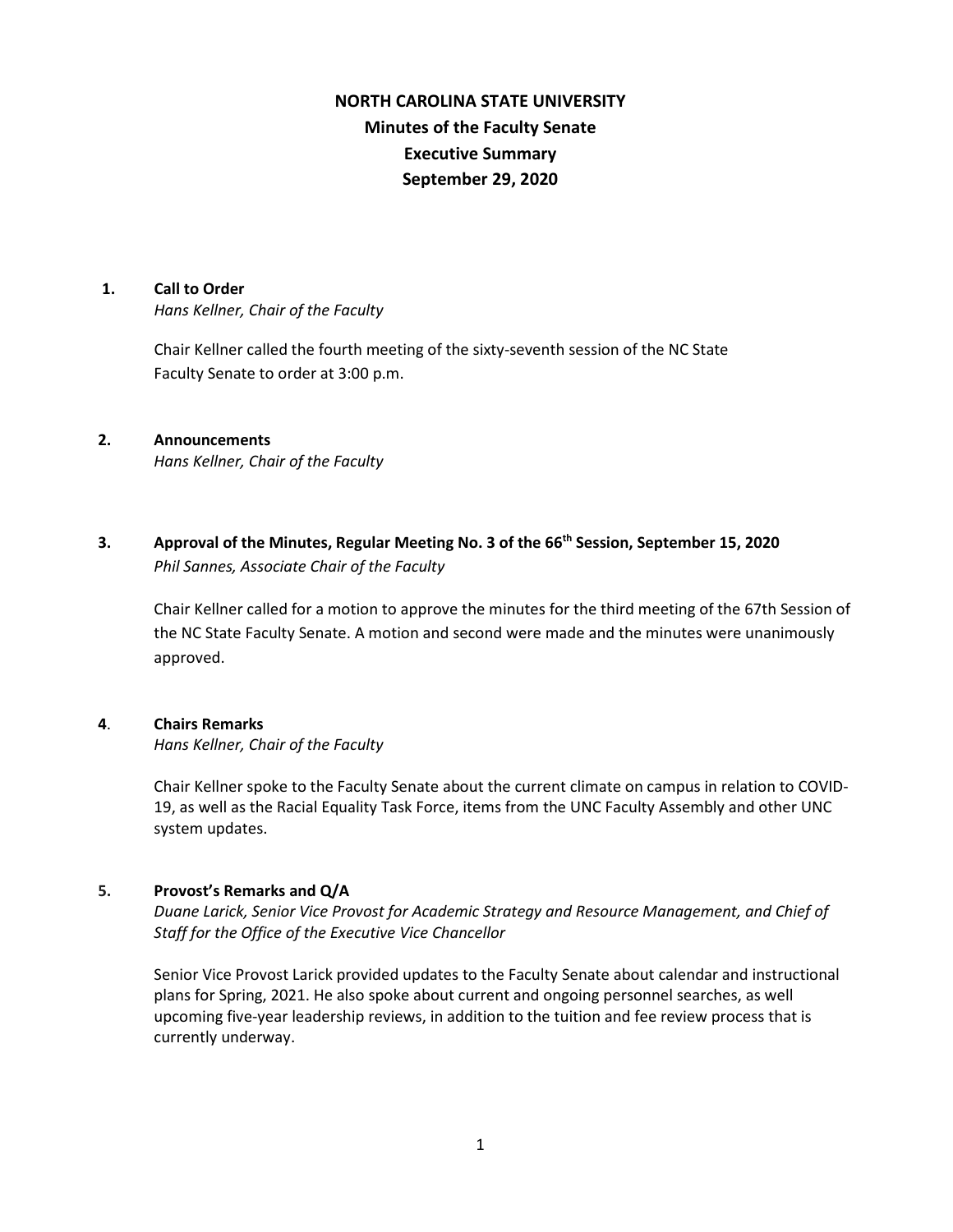# NORTH CAROLINA STATE UNIVERSITY
## Minutes of the Faculty Senate
## Executive Summary
## September 29, 2020

**1. Call to Order**
*Hans Kellner, Chair of the Faculty*

Chair Kellner called the fourth meeting of the sixty-seventh session of the NC State Faculty Senate to order at 3:00 p.m.

**2. Announcements**
*Hans Kellner, Chair of the Faculty*

**3. Approval of the Minutes, Regular Meeting No. 3 of the 66th Session, September 15, 2020**
*Phil Sannes, Associate Chair of the Faculty*

Chair Kellner called for a motion to approve the minutes for the third meeting of the 67th Session of the NC State Faculty Senate. A motion and second were made and the minutes were unanimously approved.

**4. Chairs Remarks**
*Hans Kellner, Chair of the Faculty*

Chair Kellner spoke to the Faculty Senate about the current climate on campus in relation to COVID-19, as well as the Racial Equality Task Force, items from the UNC Faculty Assembly and other UNC system updates.

**5. Provost's Remarks and Q/A**
*Duane Larick, Senior Vice Provost for Academic Strategy and Resource Management, and Chief of Staff for the Office of the Executive Vice Chancellor*

Senior Vice Provost Larick provided updates to the Faculty Senate about calendar and instructional plans for Spring, 2021. He also spoke about current and ongoing personnel searches, as well upcoming five-year leadership reviews, in addition to the tuition and fee review process that is currently underway.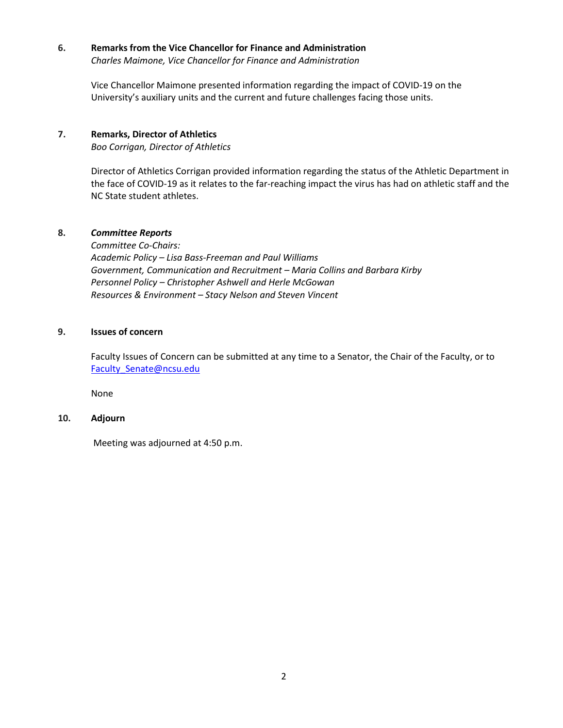**6. Remarks from the Vice Chancellor for Finance and Administration**
*Charles Maimone, Vice Chancellor for Finance and Administration*

Vice Chancellor Maimone presented information regarding the impact of COVID-19 on the University's auxiliary units and the current and future challenges facing those units.

**7. Remarks, Director of Athletics**
*Boo Corrigan, Director of Athletics*

Director of Athletics Corrigan provided information regarding the status of the Athletic Department in the face of COVID-19 as it relates to the far-reaching impact the virus has had on athletic staff and the NC State student athletes.

**8. *Committee Reports***
*Committee Co-Chairs:*
*Academic Policy – Lisa Bass-Freeman and Paul Williams*
*Government, Communication and Recruitment – Maria Collins and Barbara Kirby*
*Personnel Policy – Christopher Ashwell and Herle McGowan*
*Resources & Environment – Stacy Nelson and Steven Vincent*

**9. Issues of concern**

Faculty Issues of Concern can be submitted at any time to a Senator, the Chair of the Faculty, or to Faculty_Senate@ncsu.edu

None

**10. Adjourn**

Meeting was adjourned at 4:50 p.m.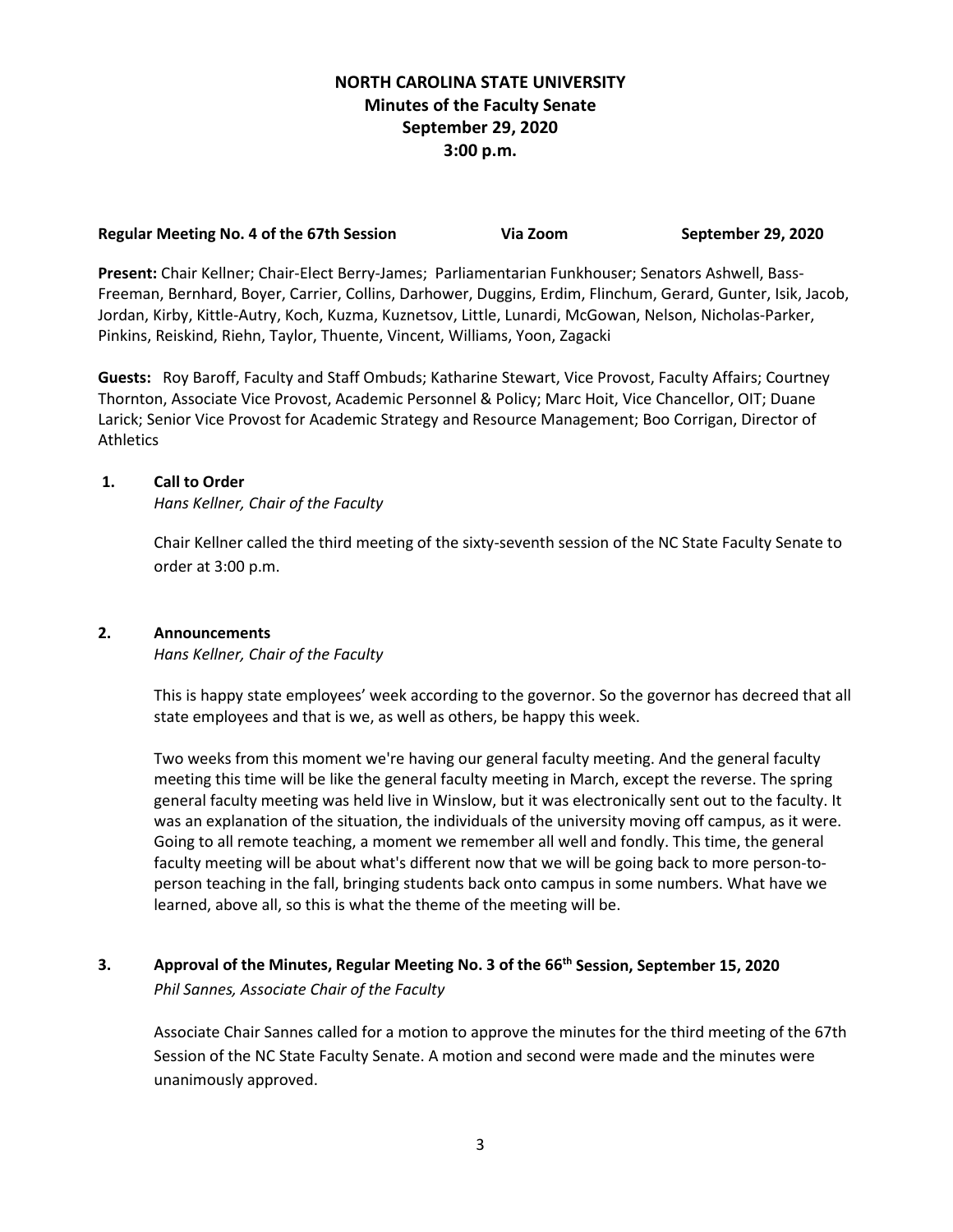# NORTH CAROLINA STATE UNIVERSITY
## Minutes of the Faculty Senate
## September 29, 2020
## 3:00 p.m.

**Regular Meeting No. 4 of the 67th Session** **Via Zoom** **September 29, 2020**

**Present:** Chair Kellner; Chair-Elect Berry-James; Parliamentarian Funkhouser; Senators Ashwell, Bass-Freeman, Bernhard, Boyer, Carrier, Collins, Darhower, Duggins, Erdim, Flinchum, Gerard, Gunter, Isik, Jacob, Jordan, Kirby, Kittle-Autry, Koch, Kuzma, Kuznetsov, Little, Lunardi, McGowan, Nelson, Nicholas-Parker, Pinkins, Reiskind, Riehn, Taylor, Thuente, Vincent, Williams, Yoon, Zagacki

**Guests:** Roy Baroff, Faculty and Staff Ombuds; Katharine Stewart, Vice Provost, Faculty Affairs; Courtney Thornton, Associate Vice Provost, Academic Personnel & Policy; Marc Hoit, Vice Chancellor, OIT; Duane Larick; Senior Vice Provost for Academic Strategy and Resource Management; Boo Corrigan, Director of Athletics

### 1. Call to Order

*Hans Kellner, Chair of the Faculty*

Chair Kellner called the third meeting of the sixty-seventh session of the NC State Faculty Senate to order at 3:00 p.m.

### 2. Announcements

*Hans Kellner, Chair of the Faculty*

This is happy state employees' week according to the governor. So the governor has decreed that all state employees and that is we, as well as others, be happy this week.

Two weeks from this moment we're having our general faculty meeting. And the general faculty meeting this time will be like the general faculty meeting in March, except the reverse. The spring general faculty meeting was held live in Winslow, but it was electronically sent out to the faculty. It was an explanation of the situation, the individuals of the university moving off campus, as it were. Going to all remote teaching, a moment we remember all well and fondly. This time, the general faculty meeting will be about what's different now that we will be going back to more person-to-person teaching in the fall, bringing students back onto campus in some numbers. What have we learned, above all, so this is what the theme of the meeting will be.

### 3. Approval of the Minutes, Regular Meeting No. 3 of the 66th Session, September 15, 2020

*Phil Sannes, Associate Chair of the Faculty*

Associate Chair Sannes called for a motion to approve the minutes for the third meeting of the 67th Session of the NC State Faculty Senate. A motion and second were made and the minutes were unanimously approved.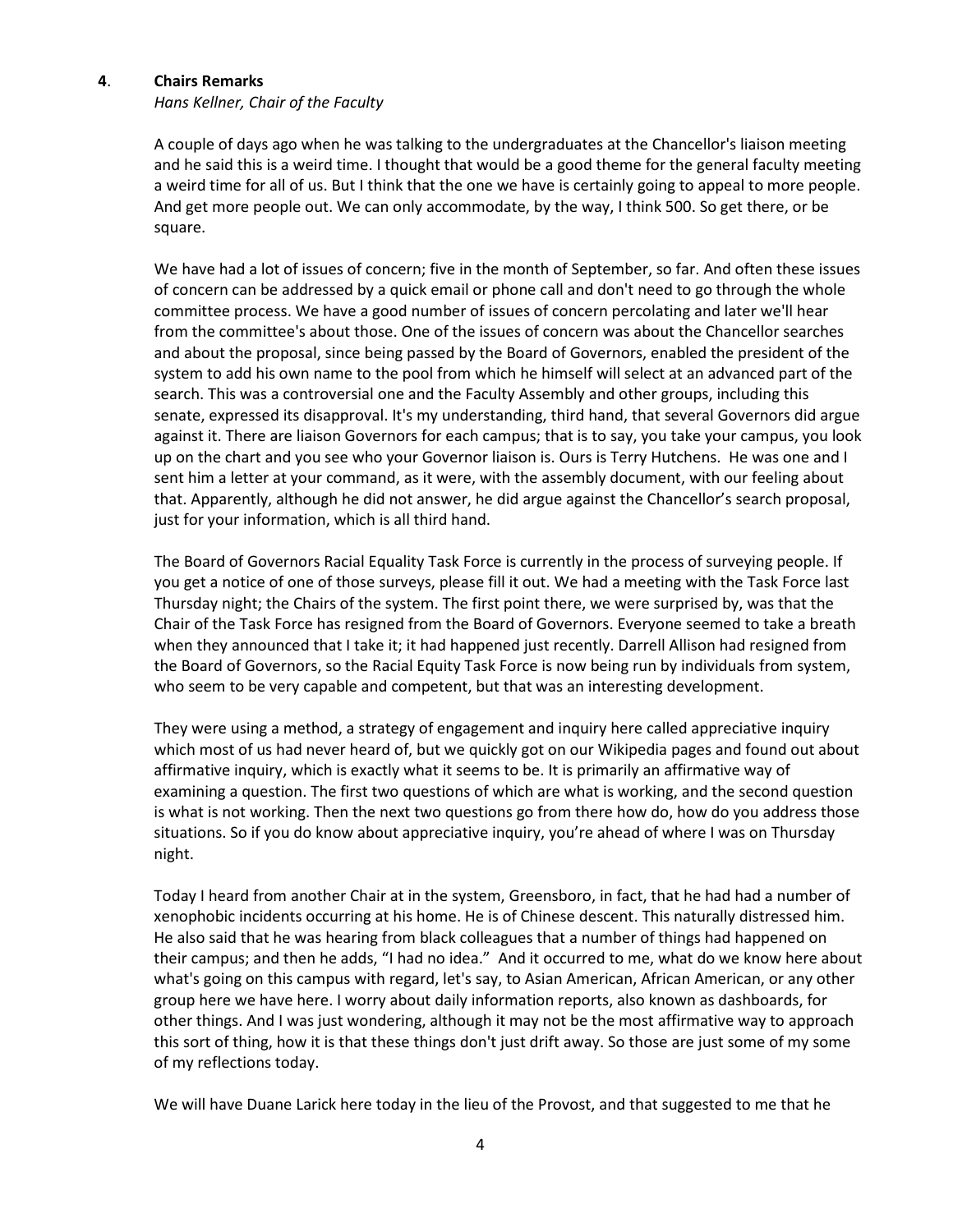## 4. Chairs Remarks

*Hans Kellner, Chair of the Faculty*

A couple of days ago when he was talking to the undergraduates at the Chancellor's liaison meeting and he said this is a weird time. I thought that would be a good theme for the general faculty meeting a weird time for all of us. But I think that the one we have is certainly going to appeal to more people. And get more people out. We can only accommodate, by the way, I think 500. So get there, or be square.

We have had a lot of issues of concern; five in the month of September, so far. And often these issues of concern can be addressed by a quick email or phone call and don't need to go through the whole committee process. We have a good number of issues of concern percolating and later we'll hear from the committee's about those. One of the issues of concern was about the Chancellor searches and about the proposal, since being passed by the Board of Governors, enabled the president of the system to add his own name to the pool from which he himself will select at an advanced part of the search. This was a controversial one and the Faculty Assembly and other groups, including this senate, expressed its disapproval. It's my understanding, third hand, that several Governors did argue against it. There are liaison Governors for each campus; that is to say, you take your campus, you look up on the chart and you see who your Governor liaison is. Ours is Terry Hutchens. He was one and I sent him a letter at your command, as it were, with the assembly document, with our feeling about that. Apparently, although he did not answer, he did argue against the Chancellor's search proposal, just for your information, which is all third hand.

The Board of Governors Racial Equality Task Force is currently in the process of surveying people. If you get a notice of one of those surveys, please fill it out. We had a meeting with the Task Force last Thursday night; the Chairs of the system. The first point there, we were surprised by, was that the Chair of the Task Force has resigned from the Board of Governors. Everyone seemed to take a breath when they announced that I take it; it had happened just recently. Darrell Allison had resigned from the Board of Governors, so the Racial Equity Task Force is now being run by individuals from system, who seem to be very capable and competent, but that was an interesting development.

They were using a method, a strategy of engagement and inquiry here called appreciative inquiry which most of us had never heard of, but we quickly got on our Wikipedia pages and found out about affirmative inquiry, which is exactly what it seems to be. It is primarily an affirmative way of examining a question. The first two questions of which are what is working, and the second question is what is not working. Then the next two questions go from there how do, how do you address those situations. So if you do know about appreciative inquiry, you're ahead of where I was on Thursday night.

Today I heard from another Chair at in the system, Greensboro, in fact, that he had had a number of xenophobic incidents occurring at his home. He is of Chinese descent. This naturally distressed him. He also said that he was hearing from black colleagues that a number of things had happened on their campus; and then he adds, "I had no idea." And it occurred to me, what do we know here about what's going on this campus with regard, let's say, to Asian American, African American, or any other group here we have here. I worry about daily information reports, also known as dashboards, for other things. And I was just wondering, although it may not be the most affirmative way to approach this sort of thing, how it is that these things don't just drift away. So those are just some of my some of my reflections today.

We will have Duane Larick here today in the lieu of the Provost, and that suggested to me that he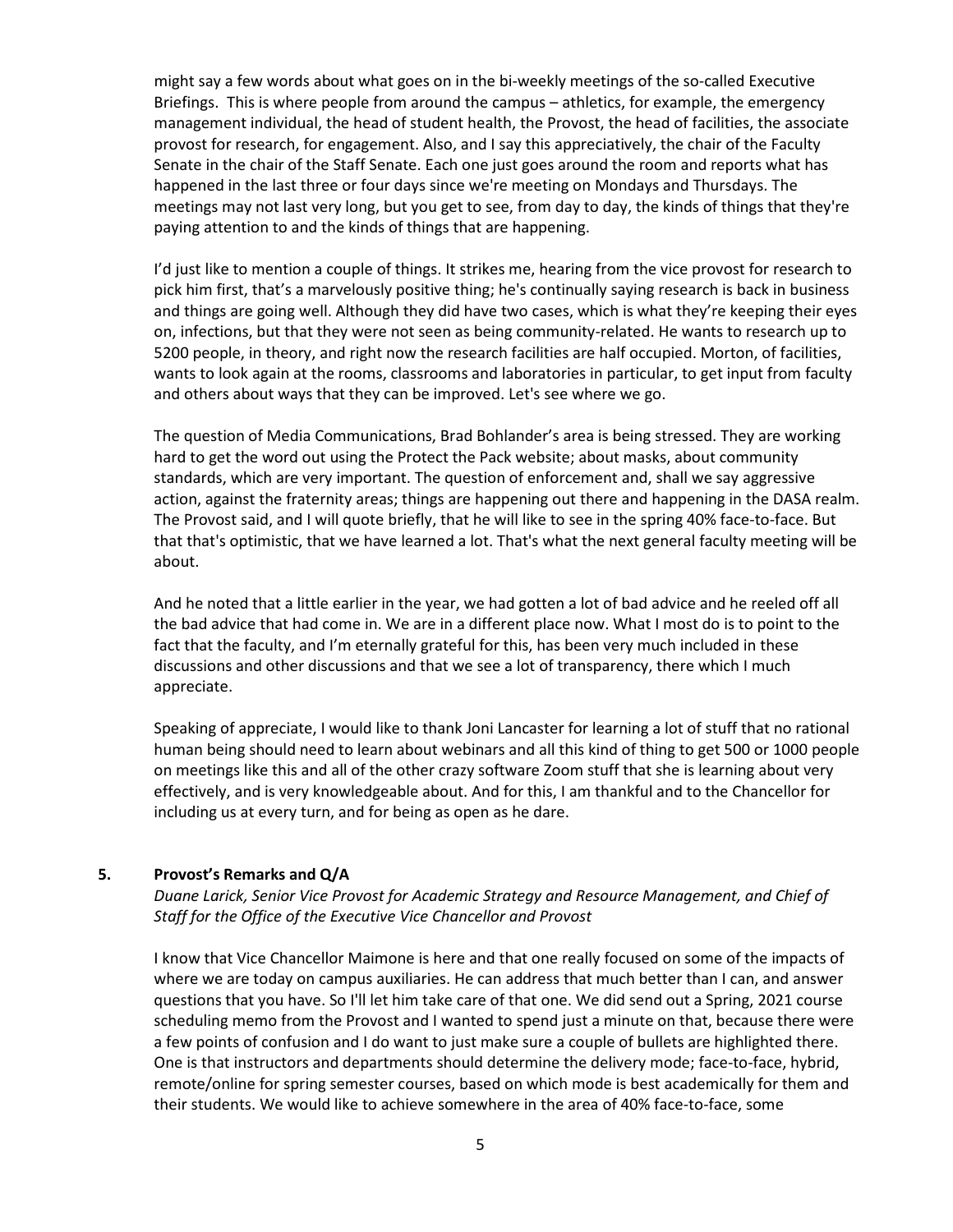might say a few words about what goes on in the bi-weekly meetings of the so-called Executive Briefings. This is where people from around the campus – athletics, for example, the emergency management individual, the head of student health, the Provost, the head of facilities, the associate provost for research, for engagement. Also, and I say this appreciatively, the chair of the Faculty Senate in the chair of the Staff Senate. Each one just goes around the room and reports what has happened in the last three or four days since we're meeting on Mondays and Thursdays. The meetings may not last very long, but you get to see, from day to day, the kinds of things that they're paying attention to and the kinds of things that are happening.

I'd just like to mention a couple of things. It strikes me, hearing from the vice provost for research to pick him first, that's a marvelously positive thing; he's continually saying research is back in business and things are going well. Although they did have two cases, which is what they're keeping their eyes on, infections, but that they were not seen as being community-related. He wants to research up to 5200 people, in theory, and right now the research facilities are half occupied. Morton, of facilities, wants to look again at the rooms, classrooms and laboratories in particular, to get input from faculty and others about ways that they can be improved. Let's see where we go.

The question of Media Communications, Brad Bohlander's area is being stressed. They are working hard to get the word out using the Protect the Pack website; about masks, about community standards, which are very important. The question of enforcement and, shall we say aggressive action, against the fraternity areas; things are happening out there and happening in the DASA realm. The Provost said, and I will quote briefly, that he will like to see in the spring 40% face-to-face. But that that's optimistic, that we have learned a lot. That's what the next general faculty meeting will be about.

And he noted that a little earlier in the year, we had gotten a lot of bad advice and he reeled off all the bad advice that had come in. We are in a different place now. What I most do is to point to the fact that the faculty, and I'm eternally grateful for this, has been very much included in these discussions and other discussions and that we see a lot of transparency, there which I much appreciate.

Speaking of appreciate, I would like to thank Joni Lancaster for learning a lot of stuff that no rational human being should need to learn about webinars and all this kind of thing to get 500 or 1000 people on meetings like this and all of the other crazy software Zoom stuff that she is learning about very effectively, and is very knowledgeable about. And for this, I am thankful and to the Chancellor for including us at every turn, and for being as open as he dare.

## 5. Provost's Remarks and Q/A

*Duane Larick, Senior Vice Provost for Academic Strategy and Resource Management, and Chief of Staff for the Office of the Executive Vice Chancellor and Provost*

I know that Vice Chancellor Maimone is here and that one really focused on some of the impacts of where we are today on campus auxiliaries. He can address that much better than I can, and answer questions that you have. So I'll let him take care of that one. We did send out a Spring, 2021 course scheduling memo from the Provost and I wanted to spend just a minute on that, because there were a few points of confusion and I do want to just make sure a couple of bullets are highlighted there. One is that instructors and departments should determine the delivery mode; face-to-face, hybrid, remote/online for spring semester courses, based on which mode is best academically for them and their students. We would like to achieve somewhere in the area of 40% face-to-face, some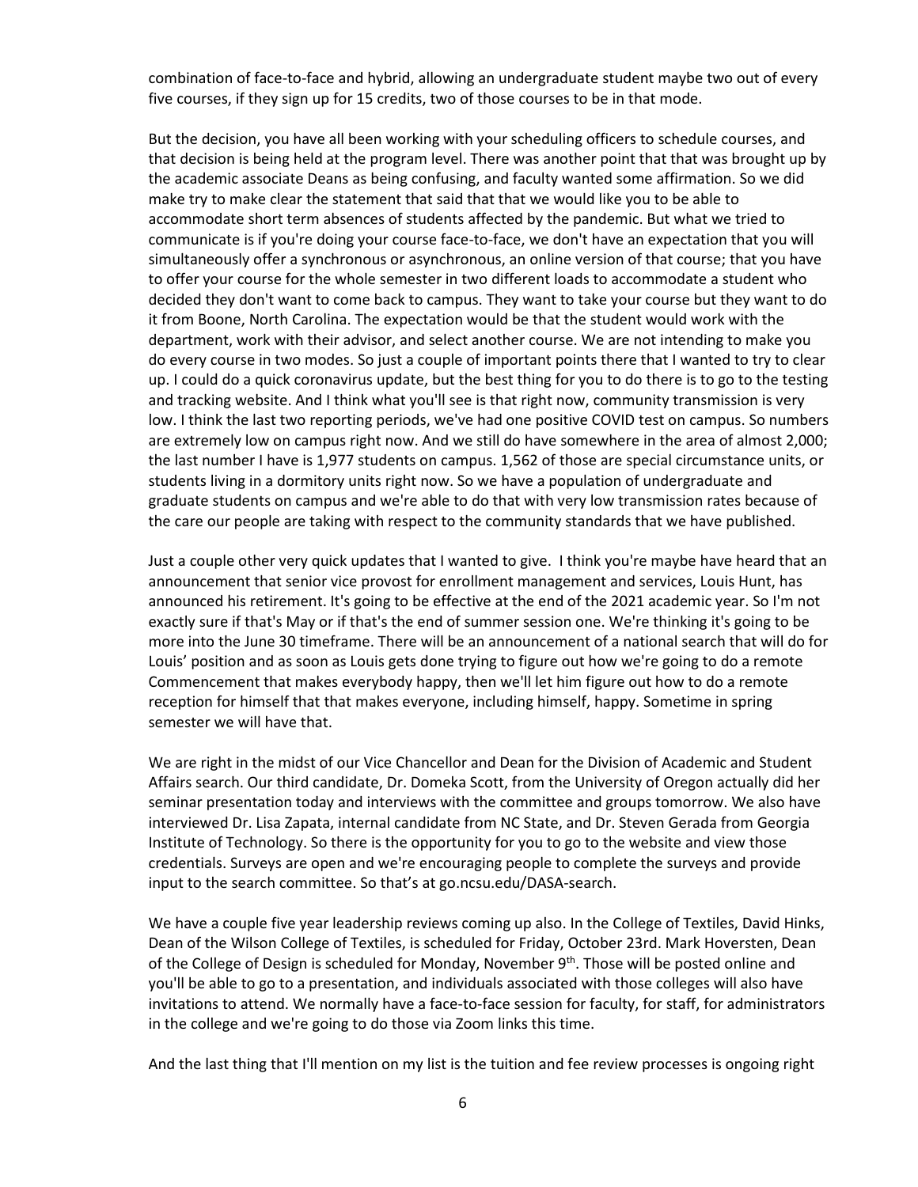combination of face-to-face and hybrid, allowing an undergraduate student maybe two out of every five courses, if they sign up for 15 credits, two of those courses to be in that mode.

But the decision, you have all been working with your scheduling officers to schedule courses, and that decision is being held at the program level. There was another point that that was brought up by the academic associate Deans as being confusing, and faculty wanted some affirmation. So we did make try to make clear the statement that said that that we would like you to be able to accommodate short term absences of students affected by the pandemic. But what we tried to communicate is if you're doing your course face-to-face, we don't have an expectation that you will simultaneously offer a synchronous or asynchronous, an online version of that course; that you have to offer your course for the whole semester in two different loads to accommodate a student who decided they don't want to come back to campus. They want to take your course but they want to do it from Boone, North Carolina. The expectation would be that the student would work with the department, work with their advisor, and select another course. We are not intending to make you do every course in two modes. So just a couple of important points there that I wanted to try to clear up. I could do a quick coronavirus update, but the best thing for you to do there is to go to the testing and tracking website. And I think what you'll see is that right now, community transmission is very low. I think the last two reporting periods, we've had one positive COVID test on campus. So numbers are extremely low on campus right now. And we still do have somewhere in the area of almost 2,000; the last number I have is 1,977 students on campus. 1,562 of those are special circumstance units, or students living in a dormitory units right now. So we have a population of undergraduate and graduate students on campus and we're able to do that with very low transmission rates because of the care our people are taking with respect to the community standards that we have published.

Just a couple other very quick updates that I wanted to give. I think you're maybe have heard that an announcement that senior vice provost for enrollment management and services, Louis Hunt, has announced his retirement. It's going to be effective at the end of the 2021 academic year. So I'm not exactly sure if that's May or if that's the end of summer session one. We're thinking it's going to be more into the June 30 timeframe. There will be an announcement of a national search that will do for Louis' position and as soon as Louis gets done trying to figure out how we're going to do a remote Commencement that makes everybody happy, then we'll let him figure out how to do a remote reception for himself that that makes everyone, including himself, happy. Sometime in spring semester we will have that.

We are right in the midst of our Vice Chancellor and Dean for the Division of Academic and Student Affairs search. Our third candidate, Dr. Domeka Scott, from the University of Oregon actually did her seminar presentation today and interviews with the committee and groups tomorrow. We also have interviewed Dr. Lisa Zapata, internal candidate from NC State, and Dr. Steven Gerada from Georgia Institute of Technology. So there is the opportunity for you to go to the website and view those credentials. Surveys are open and we're encouraging people to complete the surveys and provide input to the search committee. So that's at go.ncsu.edu/DASA-search.

We have a couple five year leadership reviews coming up also. In the College of Textiles, David Hinks, Dean of the Wilson College of Textiles, is scheduled for Friday, October 23rd. Mark Hoversten, Dean of the College of Design is scheduled for Monday, November 9th. Those will be posted online and you'll be able to go to a presentation, and individuals associated with those colleges will also have invitations to attend. We normally have a face-to-face session for faculty, for staff, for administrators in the college and we're going to do those via Zoom links this time.

And the last thing that I'll mention on my list is the tuition and fee review processes is ongoing right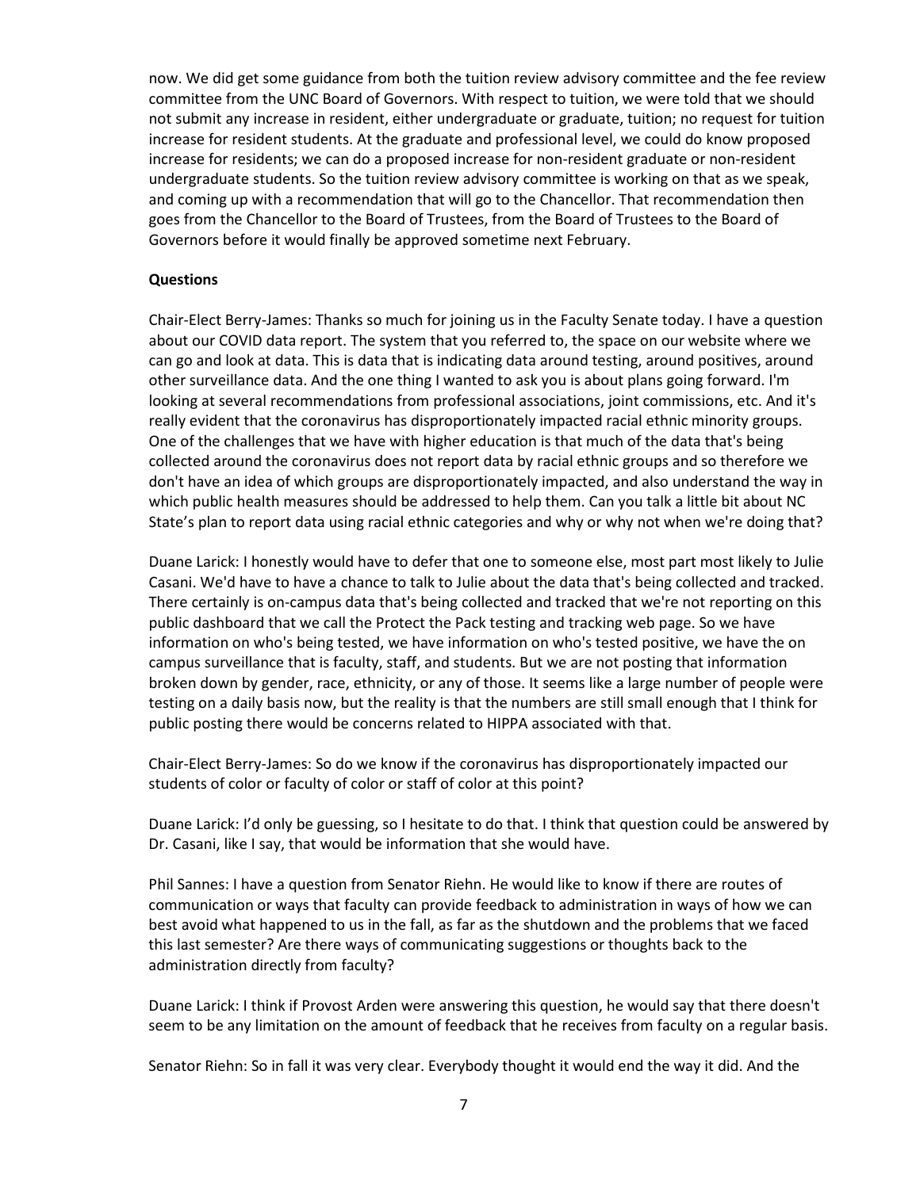now. We did get some guidance from both the tuition review advisory committee and the fee review committee from the UNC Board of Governors. With respect to tuition, we were told that we should not submit any increase in resident, either undergraduate or graduate, tuition; no request for tuition increase for resident students. At the graduate and professional level, we could do know proposed increase for residents; we can do a proposed increase for non-resident graduate or non-resident undergraduate students. So the tuition review advisory committee is working on that as we speak, and coming up with a recommendation that will go to the Chancellor. That recommendation then goes from the Chancellor to the Board of Trustees, from the Board of Trustees to the Board of Governors before it would finally be approved sometime next February.

**Questions**

Chair-Elect Berry-James: Thanks so much for joining us in the Faculty Senate today. I have a question about our COVID data report. The system that you referred to, the space on our website where we can go and look at data. This is data that is indicating data around testing, around positives, around other surveillance data. And the one thing I wanted to ask you is about plans going forward. I'm looking at several recommendations from professional associations, joint commissions, etc. And it's really evident that the coronavirus has disproportionately impacted racial ethnic minority groups. One of the challenges that we have with higher education is that much of the data that's being collected around the coronavirus does not report data by racial ethnic groups and so therefore we don't have an idea of which groups are disproportionately impacted, and also understand the way in which public health measures should be addressed to help them. Can you talk a little bit about NC State's plan to report data using racial ethnic categories and why or why not when we're doing that?

Duane Larick: I honestly would have to defer that one to someone else, most part most likely to Julie Casani. We'd have to have a chance to talk to Julie about the data that's being collected and tracked. There certainly is on-campus data that's being collected and tracked that we're not reporting on this public dashboard that we call the Protect the Pack testing and tracking web page. So we have information on who's being tested, we have information on who's tested positive, we have the on campus surveillance that is faculty, staff, and students. But we are not posting that information broken down by gender, race, ethnicity, or any of those. It seems like a large number of people were testing on a daily basis now, but the reality is that the numbers are still small enough that I think for public posting there would be concerns related to HIPPA associated with that.

Chair-Elect Berry-James: So do we know if the coronavirus has disproportionately impacted our students of color or faculty of color or staff of color at this point?

Duane Larick: I'd only be guessing, so I hesitate to do that. I think that question could be answered by Dr. Casani, like I say, that would be information that she would have.

Phil Sannes: I have a question from Senator Riehn. He would like to know if there are routes of communication or ways that faculty can provide feedback to administration in ways of how we can best avoid what happened to us in the fall, as far as the shutdown and the problems that we faced this last semester? Are there ways of communicating suggestions or thoughts back to the administration directly from faculty?

Duane Larick: I think if Provost Arden were answering this question, he would say that there doesn't seem to be any limitation on the amount of feedback that he receives from faculty on a regular basis.

Senator Riehn: So in fall it was very clear. Everybody thought it would end the way it did. And the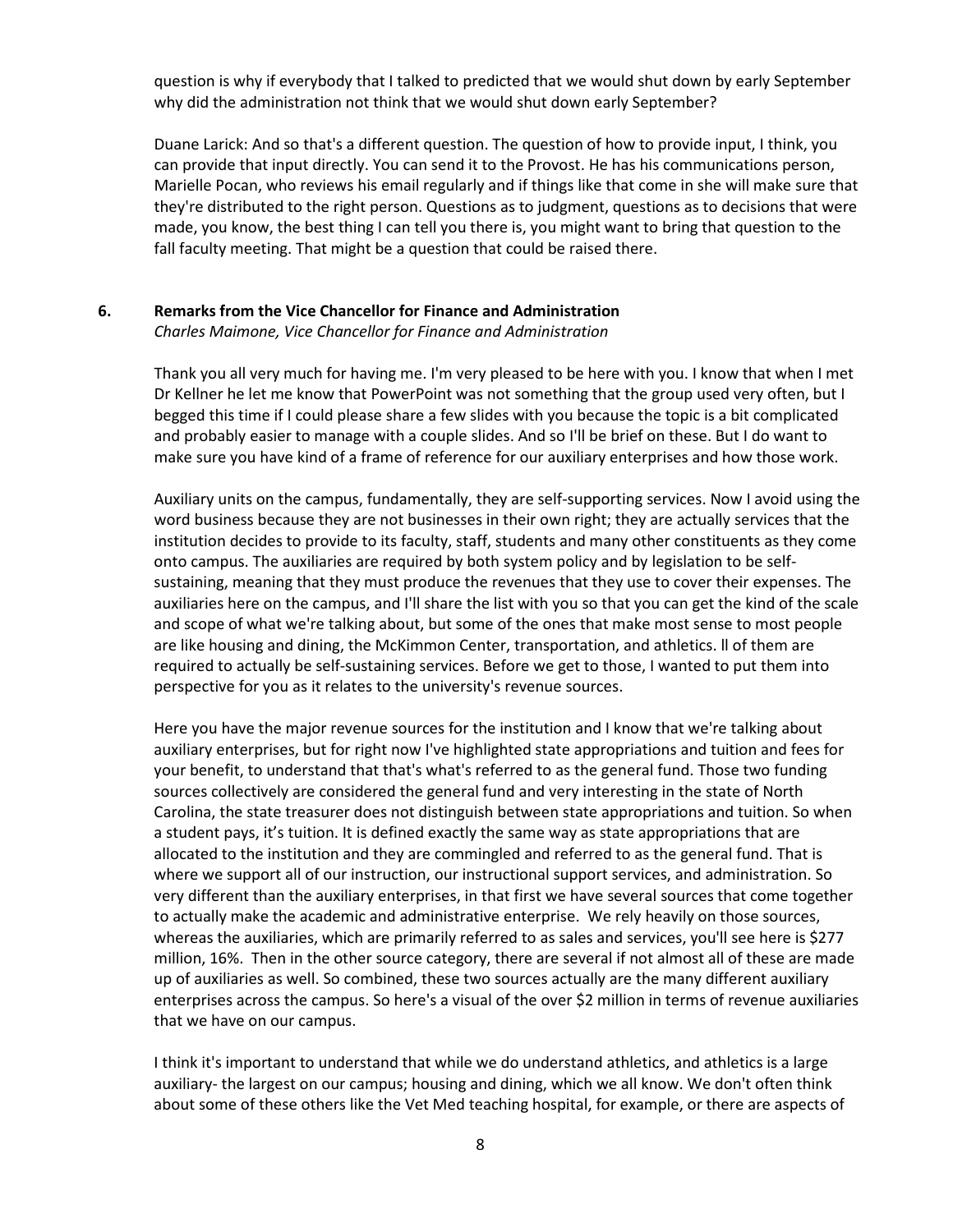question is why if everybody that I talked to predicted that we would shut down by early September why did the administration not think that we would shut down early September?

Duane Larick: And so that's a different question. The question of how to provide input, I think, you can provide that input directly. You can send it to the Provost. He has his communications person, Marielle Pocan, who reviews his email regularly and if things like that come in she will make sure that they're distributed to the right person. Questions as to judgment, questions as to decisions that were made, you know, the best thing I can tell you there is, you might want to bring that question to the fall faculty meeting. That might be a question that could be raised there.

## 6. Remarks from the Vice Chancellor for Finance and Administration

*Charles Maimone, Vice Chancellor for Finance and Administration*

Thank you all very much for having me. I'm very pleased to be here with you. I know that when I met Dr Kellner he let me know that PowerPoint was not something that the group used very often, but I begged this time if I could please share a few slides with you because the topic is a bit complicated and probably easier to manage with a couple slides. And so I'll be brief on these. But I do want to make sure you have kind of a frame of reference for our auxiliary enterprises and how those work.

Auxiliary units on the campus, fundamentally, they are self-supporting services. Now I avoid using the word business because they are not businesses in their own right; they are actually services that the institution decides to provide to its faculty, staff, students and many other constituents as they come onto campus. The auxiliaries are required by both system policy and by legislation to be self-sustaining, meaning that they must produce the revenues that they use to cover their expenses. The auxiliaries here on the campus, and I'll share the list with you so that you can get the kind of the scale and scope of what we're talking about, but some of the ones that make most sense to most people are like housing and dining, the McKimmon Center, transportation, and athletics. ll of them are required to actually be self-sustaining services. Before we get to those, I wanted to put them into perspective for you as it relates to the university's revenue sources.

Here you have the major revenue sources for the institution and I know that we're talking about auxiliary enterprises, but for right now I've highlighted state appropriations and tuition and fees for your benefit, to understand that that's what's referred to as the general fund. Those two funding sources collectively are considered the general fund and very interesting in the state of North Carolina, the state treasurer does not distinguish between state appropriations and tuition. So when a student pays, it's tuition. It is defined exactly the same way as state appropriations that are allocated to the institution and they are commingled and referred to as the general fund. That is where we support all of our instruction, our instructional support services, and administration. So very different than the auxiliary enterprises, in that first we have several sources that come together to actually make the academic and administrative enterprise. We rely heavily on those sources, whereas the auxiliaries, which are primarily referred to as sales and services, you'll see here is $277 million, 16%. Then in the other source category, there are several if not almost all of these are made up of auxiliaries as well. So combined, these two sources actually are the many different auxiliary enterprises across the campus. So here's a visual of the over $2 million in terms of revenue auxiliaries that we have on our campus.

I think it's important to understand that while we do understand athletics, and athletics is a large auxiliary- the largest on our campus; housing and dining, which we all know. We don't often think about some of these others like the Vet Med teaching hospital, for example, or there are aspects of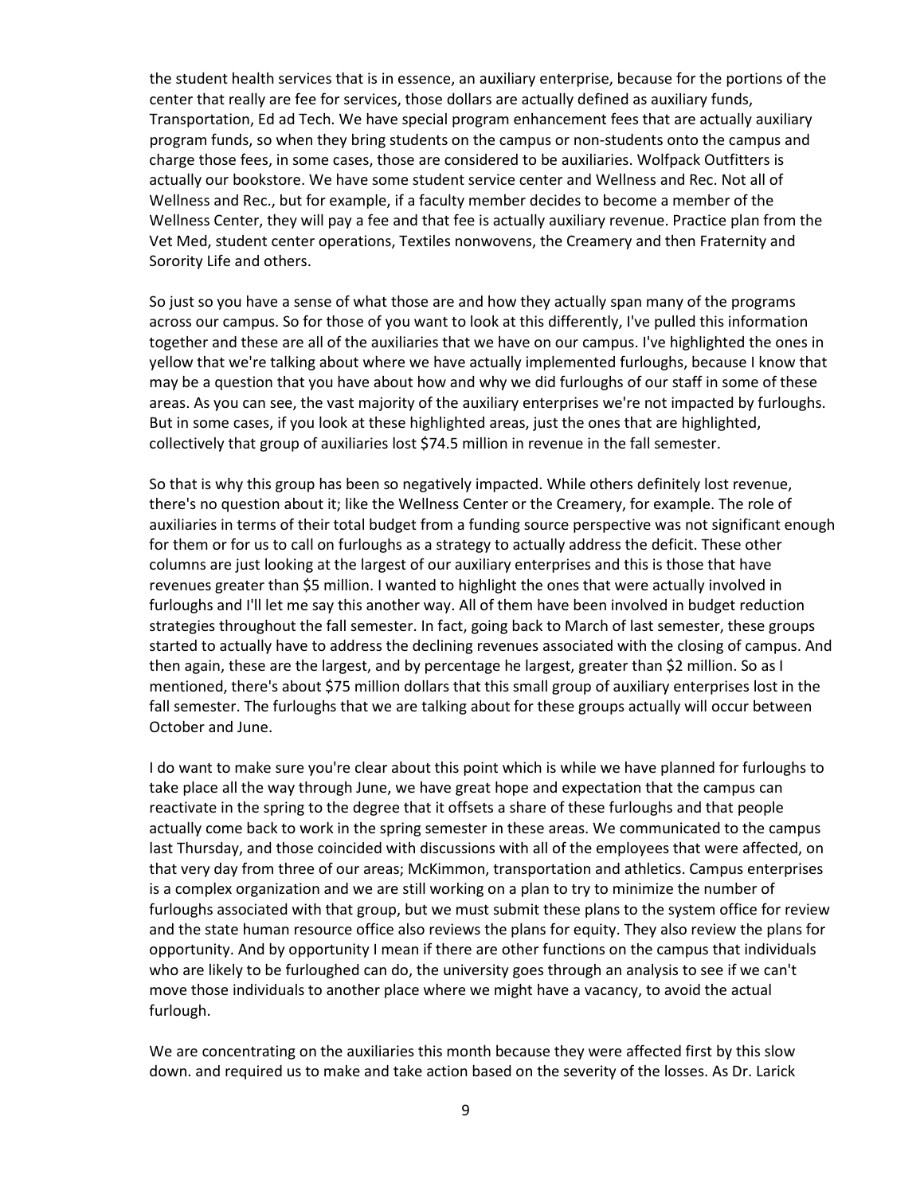the student health services that is in essence, an auxiliary enterprise, because for the portions of the center that really are fee for services, those dollars are actually defined as auxiliary funds, Transportation, Ed ad Tech. We have special program enhancement fees that are actually auxiliary program funds, so when they bring students on the campus or non-students onto the campus and charge those fees, in some cases, those are considered to be auxiliaries. Wolfpack Outfitters is actually our bookstore. We have some student service center and Wellness and Rec. Not all of Wellness and Rec., but for example, if a faculty member decides to become a member of the Wellness Center, they will pay a fee and that fee is actually auxiliary revenue. Practice plan from the Vet Med, student center operations, Textiles nonwovens, the Creamery and then Fraternity and Sorority Life and others.

So just so you have a sense of what those are and how they actually span many of the programs across our campus. So for those of you want to look at this differently, I've pulled this information together and these are all of the auxiliaries that we have on our campus. I've highlighted the ones in yellow that we're talking about where we have actually implemented furloughs, because I know that may be a question that you have about how and why we did furloughs of our staff in some of these areas. As you can see, the vast majority of the auxiliary enterprises we're not impacted by furloughs. But in some cases, if you look at these highlighted areas, just the ones that are highlighted, collectively that group of auxiliaries lost $74.5 million in revenue in the fall semester.

So that is why this group has been so negatively impacted. While others definitely lost revenue, there's no question about it; like the Wellness Center or the Creamery, for example. The role of auxiliaries in terms of their total budget from a funding source perspective was not significant enough for them or for us to call on furloughs as a strategy to actually address the deficit. These other columns are just looking at the largest of our auxiliary enterprises and this is those that have revenues greater than $5 million. I wanted to highlight the ones that were actually involved in furloughs and I'll let me say this another way. All of them have been involved in budget reduction strategies throughout the fall semester. In fact, going back to March of last semester, these groups started to actually have to address the declining revenues associated with the closing of campus. And then again, these are the largest, and by percentage he largest, greater than $2 million. So as I mentioned, there's about $75 million dollars that this small group of auxiliary enterprises lost in the fall semester. The furloughs that we are talking about for these groups actually will occur between October and June.

I do want to make sure you're clear about this point which is while we have planned for furloughs to take place all the way through June, we have great hope and expectation that the campus can reactivate in the spring to the degree that it offsets a share of these furloughs and that people actually come back to work in the spring semester in these areas. We communicated to the campus last Thursday, and those coincided with discussions with all of the employees that were affected, on that very day from three of our areas; McKimmon, transportation and athletics. Campus enterprises is a complex organization and we are still working on a plan to try to minimize the number of furloughs associated with that group, but we must submit these plans to the system office for review and the state human resource office also reviews the plans for equity. They also review the plans for opportunity. And by opportunity I mean if there are other functions on the campus that individuals who are likely to be furloughed can do, the university goes through an analysis to see if we can't move those individuals to another place where we might have a vacancy, to avoid the actual furlough.

We are concentrating on the auxiliaries this month because they were affected first by this slow down. and required us to make and take action based on the severity of the losses. As Dr. Larick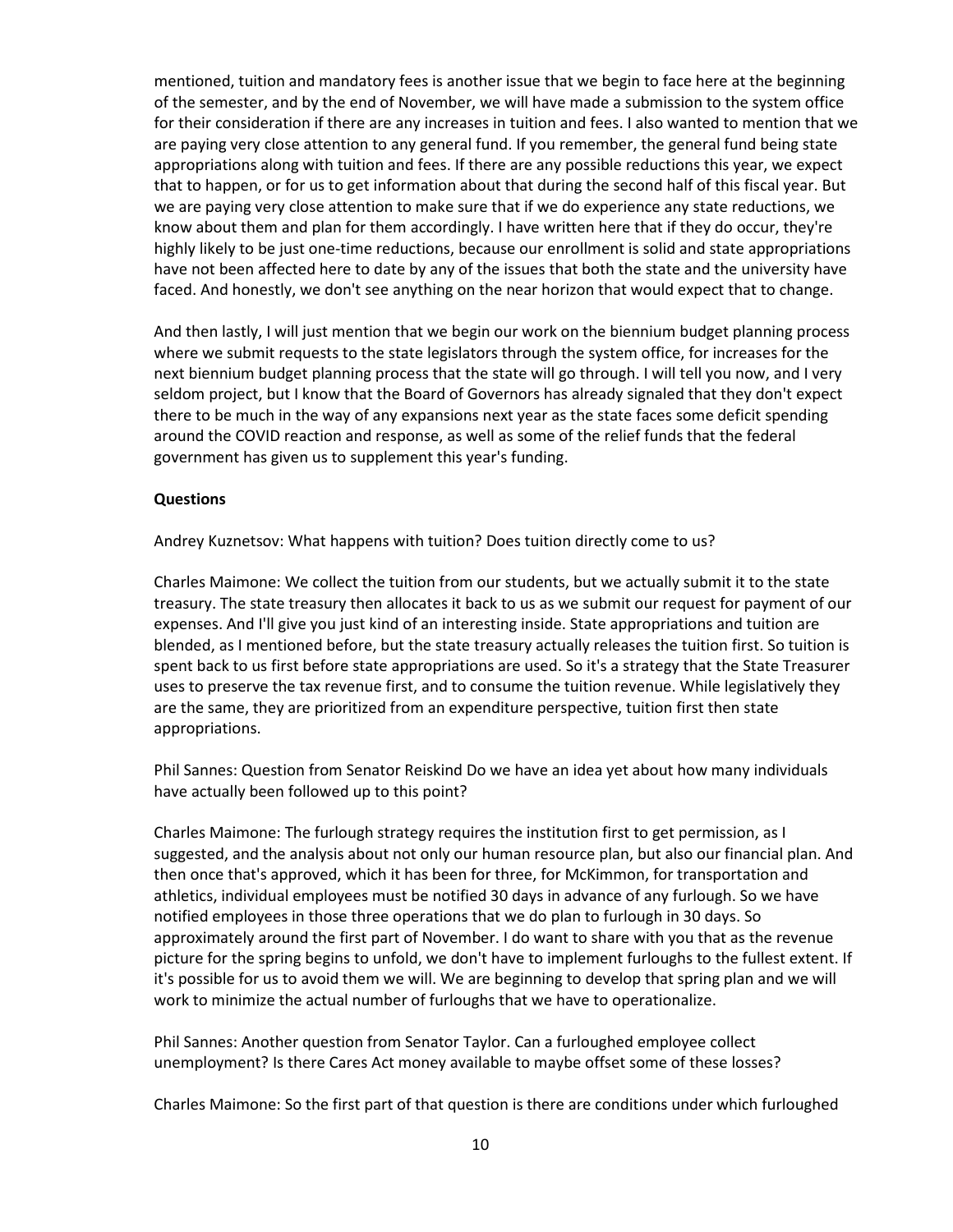mentioned, tuition and mandatory fees is another issue that we begin to face here at the beginning of the semester, and by the end of November, we will have made a submission to the system office for their consideration if there are any increases in tuition and fees. I also wanted to mention that we are paying very close attention to any general fund. If you remember, the general fund being state appropriations along with tuition and fees. If there are any possible reductions this year, we expect that to happen, or for us to get information about that during the second half of this fiscal year. But we are paying very close attention to make sure that if we do experience any state reductions, we know about them and plan for them accordingly. I have written here that if they do occur, they're highly likely to be just one-time reductions, because our enrollment is solid and state appropriations have not been affected here to date by any of the issues that both the state and the university have faced. And honestly, we don't see anything on the near horizon that would expect that to change.

And then lastly, I will just mention that we begin our work on the biennium budget planning process where we submit requests to the state legislators through the system office, for increases for the next biennium budget planning process that the state will go through. I will tell you now, and I very seldom project, but I know that the Board of Governors has already signaled that they don't expect there to be much in the way of any expansions next year as the state faces some deficit spending around the COVID reaction and response, as well as some of the relief funds that the federal government has given us to supplement this year's funding.

**Questions**

Andrey Kuznetsov: What happens with tuition? Does tuition directly come to us?

Charles Maimone: We collect the tuition from our students, but we actually submit it to the state treasury. The state treasury then allocates it back to us as we submit our request for payment of our expenses. And I'll give you just kind of an interesting inside. State appropriations and tuition are blended, as I mentioned before, but the state treasury actually releases the tuition first. So tuition is spent back to us first before state appropriations are used. So it's a strategy that the State Treasurer uses to preserve the tax revenue first, and to consume the tuition revenue. While legislatively they are the same, they are prioritized from an expenditure perspective, tuition first then state appropriations.

Phil Sannes: Question from Senator Reiskind Do we have an idea yet about how many individuals have actually been followed up to this point?

Charles Maimone: The furlough strategy requires the institution first to get permission, as I suggested, and the analysis about not only our human resource plan, but also our financial plan. And then once that's approved, which it has been for three, for McKimmon, for transportation and athletics, individual employees must be notified 30 days in advance of any furlough. So we have notified employees in those three operations that we do plan to furlough in 30 days. So approximately around the first part of November. I do want to share with you that as the revenue picture for the spring begins to unfold, we don't have to implement furloughs to the fullest extent. If it's possible for us to avoid them we will. We are beginning to develop that spring plan and we will work to minimize the actual number of furloughs that we have to operationalize.

Phil Sannes: Another question from Senator Taylor. Can a furloughed employee collect unemployment? Is there Cares Act money available to maybe offset some of these losses?

Charles Maimone: So the first part of that question is there are conditions under which furloughed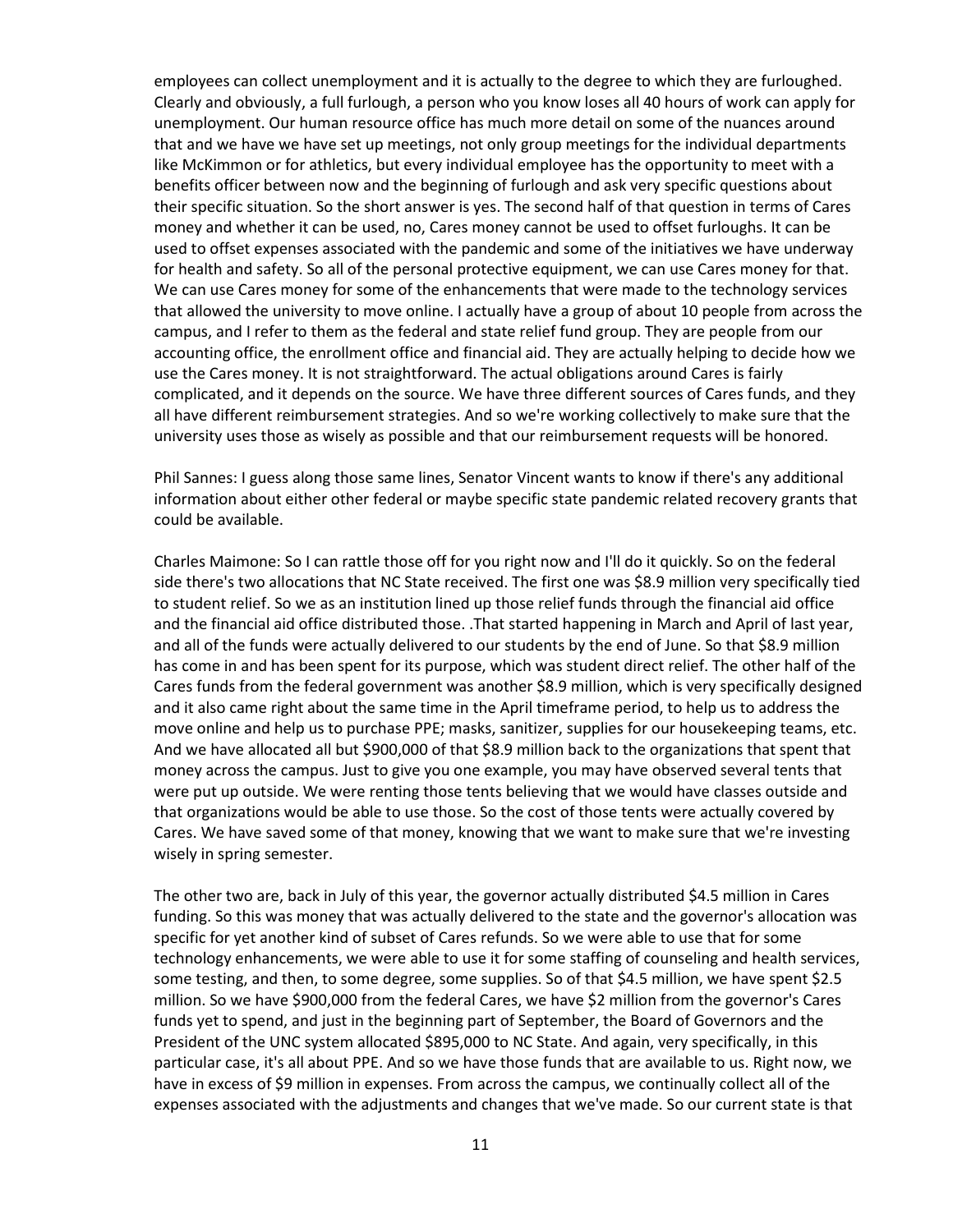employees can collect unemployment and it is actually to the degree to which they are furloughed. Clearly and obviously, a full furlough, a person who you know loses all 40 hours of work can apply for unemployment. Our human resource office has much more detail on some of the nuances around that and we have we have set up meetings, not only group meetings for the individual departments like McKimmon or for athletics, but every individual employee has the opportunity to meet with a benefits officer between now and the beginning of furlough and ask very specific questions about their specific situation. So the short answer is yes. The second half of that question in terms of Cares money and whether it can be used, no, Cares money cannot be used to offset furloughs. It can be used to offset expenses associated with the pandemic and some of the initiatives we have underway for health and safety. So all of the personal protective equipment, we can use Cares money for that. We can use Cares money for some of the enhancements that were made to the technology services that allowed the university to move online. I actually have a group of about 10 people from across the campus, and I refer to them as the federal and state relief fund group. They are people from our accounting office, the enrollment office and financial aid. They are actually helping to decide how we use the Cares money. It is not straightforward. The actual obligations around Cares is fairly complicated, and it depends on the source. We have three different sources of Cares funds, and they all have different reimbursement strategies. And so we're working collectively to make sure that the university uses those as wisely as possible and that our reimbursement requests will be honored.

Phil Sannes: I guess along those same lines, Senator Vincent wants to know if there's any additional information about either other federal or maybe specific state pandemic related recovery grants that could be available.

Charles Maimone: So I can rattle those off for you right now and I'll do it quickly. So on the federal side there's two allocations that NC State received. The first one was $8.9 million very specifically tied to student relief. So we as an institution lined up those relief funds through the financial aid office and the financial aid office distributed those. .That started happening in March and April of last year, and all of the funds were actually delivered to our students by the end of June. So that $8.9 million has come in and has been spent for its purpose, which was student direct relief. The other half of the Cares funds from the federal government was another $8.9 million, which is very specifically designed and it also came right about the same time in the April timeframe period, to help us to address the move online and help us to purchase PPE; masks, sanitizer, supplies for our housekeeping teams, etc. And we have allocated all but $900,000 of that $8.9 million back to the organizations that spent that money across the campus. Just to give you one example, you may have observed several tents that were put up outside. We were renting those tents believing that we would have classes outside and that organizations would be able to use those. So the cost of those tents were actually covered by Cares. We have saved some of that money, knowing that we want to make sure that we're investing wisely in spring semester.

The other two are, back in July of this year, the governor actually distributed $4.5 million in Cares funding. So this was money that was actually delivered to the state and the governor's allocation was specific for yet another kind of subset of Cares refunds. So we were able to use that for some technology enhancements, we were able to use it for some staffing of counseling and health services, some testing, and then, to some degree, some supplies. So of that $4.5 million, we have spent $2.5 million. So we have $900,000 from the federal Cares, we have $2 million from the governor's Cares funds yet to spend, and just in the beginning part of September, the Board of Governors and the President of the UNC system allocated $895,000 to NC State. And again, very specifically, in this particular case, it's all about PPE. And so we have those funds that are available to us. Right now, we have in excess of $9 million in expenses. From across the campus, we continually collect all of the expenses associated with the adjustments and changes that we've made. So our current state is that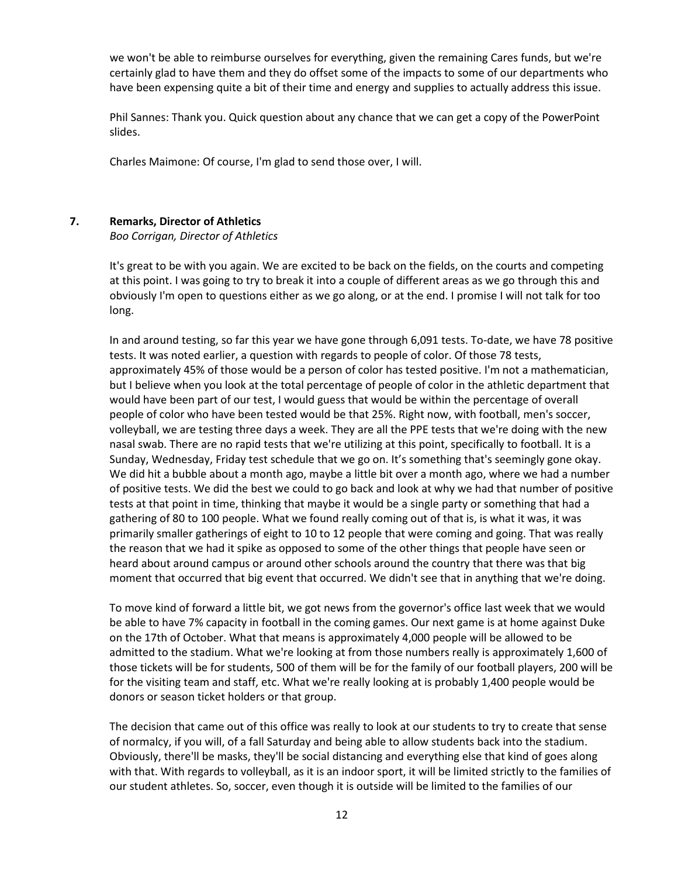we won't be able to reimburse ourselves for everything, given the remaining Cares funds, but we're certainly glad to have them and they do offset some of the impacts to some of our departments who have been expensing quite a bit of their time and energy and supplies to actually address this issue.

Phil Sannes: Thank you. Quick question about any chance that we can get a copy of the PowerPoint slides.

Charles Maimone: Of course, I'm glad to send those over, I will.

## 7. Remarks, Director of Athletics

*Boo Corrigan, Director of Athletics*

It's great to be with you again. We are excited to be back on the fields, on the courts and competing at this point. I was going to try to break it into a couple of different areas as we go through this and obviously I'm open to questions either as we go along, or at the end. I promise I will not talk for too long.

In and around testing, so far this year we have gone through 6,091 tests. To-date, we have 78 positive tests. It was noted earlier, a question with regards to people of color. Of those 78 tests, approximately 45% of those would be a person of color has tested positive. I'm not a mathematician, but I believe when you look at the total percentage of people of color in the athletic department that would have been part of our test, I would guess that would be within the percentage of overall people of color who have been tested would be that 25%. Right now, with football, men's soccer, volleyball, we are testing three days a week. They are all the PPE tests that we're doing with the new nasal swab. There are no rapid tests that we're utilizing at this point, specifically to football. It is a Sunday, Wednesday, Friday test schedule that we go on. It's something that's seemingly gone okay. We did hit a bubble about a month ago, maybe a little bit over a month ago, where we had a number of positive tests. We did the best we could to go back and look at why we had that number of positive tests at that point in time, thinking that maybe it would be a single party or something that had a gathering of 80 to 100 people. What we found really coming out of that is, is what it was, it was primarily smaller gatherings of eight to 10 to 12 people that were coming and going. That was really the reason that we had it spike as opposed to some of the other things that people have seen or heard about around campus or around other schools around the country that there was that big moment that occurred that big event that occurred. We didn't see that in anything that we're doing.

To move kind of forward a little bit, we got news from the governor's office last week that we would be able to have 7% capacity in football in the coming games. Our next game is at home against Duke on the 17th of October. What that means is approximately 4,000 people will be allowed to be admitted to the stadium. What we're looking at from those numbers really is approximately 1,600 of those tickets will be for students, 500 of them will be for the family of our football players, 200 will be for the visiting team and staff, etc. What we're really looking at is probably 1,400 people would be donors or season ticket holders or that group.

The decision that came out of this office was really to look at our students to try to create that sense of normalcy, if you will, of a fall Saturday and being able to allow students back into the stadium. Obviously, there'll be masks, they'll be social distancing and everything else that kind of goes along with that. With regards to volleyball, as it is an indoor sport, it will be limited strictly to the families of our student athletes. So, soccer, even though it is outside will be limited to the families of our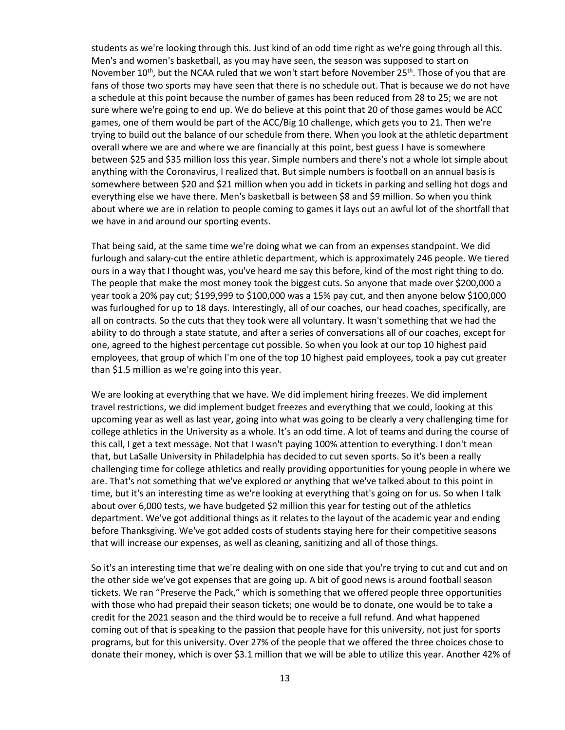students as we're looking through this. Just kind of an odd time right as we're going through all this. Men's and women's basketball, as you may have seen, the season was supposed to start on November 10th, but the NCAA ruled that we won't start before November 25th. Those of you that are fans of those two sports may have seen that there is no schedule out. That is because we do not have a schedule at this point because the number of games has been reduced from 28 to 25; we are not sure where we're going to end up. We do believe at this point that 20 of those games would be ACC games, one of them would be part of the ACC/Big 10 challenge, which gets you to 21. Then we're trying to build out the balance of our schedule from there. When you look at the athletic department overall where we are and where we are financially at this point, best guess I have is somewhere between $25 and $35 million loss this year. Simple numbers and there's not a whole lot simple about anything with the Coronavirus, I realized that. But simple numbers is football on an annual basis is somewhere between $20 and $21 million when you add in tickets in parking and selling hot dogs and everything else we have there. Men's basketball is between $8 and $9 million. So when you think about where we are in relation to people coming to games it lays out an awful lot of the shortfall that we have in and around our sporting events.

That being said, at the same time we're doing what we can from an expenses standpoint. We did furlough and salary-cut the entire athletic department, which is approximately 246 people. We tiered ours in a way that I thought was, you've heard me say this before, kind of the most right thing to do. The people that make the most money took the biggest cuts. So anyone that made over $200,000 a year took a 20% pay cut; $199,999 to $100,000 was a 15% pay cut, and then anyone below $100,000 was furloughed for up to 18 days. Interestingly, all of our coaches, our head coaches, specifically, are all on contracts. So the cuts that they took were all voluntary. It wasn't something that we had the ability to do through a state statute, and after a series of conversations all of our coaches, except for one, agreed to the highest percentage cut possible. So when you look at our top 10 highest paid employees, that group of which I'm one of the top 10 highest paid employees, took a pay cut greater than $1.5 million as we're going into this year.

We are looking at everything that we have. We did implement hiring freezes. We did implement travel restrictions, we did implement budget freezes and everything that we could, looking at this upcoming year as well as last year, going into what was going to be clearly a very challenging time for college athletics in the University as a whole. It's an odd time. A lot of teams and during the course of this call, I get a text message. Not that I wasn't paying 100% attention to everything. I don't mean that, but LaSalle University in Philadelphia has decided to cut seven sports. So it's been a really challenging time for college athletics and really providing opportunities for young people in where we are. That's not something that we've explored or anything that we've talked about to this point in time, but it's an interesting time as we're looking at everything that's going on for us. So when I talk about over 6,000 tests, we have budgeted $2 million this year for testing out of the athletics department. We've got additional things as it relates to the layout of the academic year and ending before Thanksgiving. We've got added costs of students staying here for their competitive seasons that will increase our expenses, as well as cleaning, sanitizing and all of those things.

So it's an interesting time that we're dealing with on one side that you're trying to cut and cut and on the other side we've got expenses that are going up. A bit of good news is around football season tickets. We ran "Preserve the Pack," which is something that we offered people three opportunities with those who had prepaid their season tickets; one would be to donate, one would be to take a credit for the 2021 season and the third would be to receive a full refund. And what happened coming out of that is speaking to the passion that people have for this university, not just for sports programs, but for this university. Over 27% of the people that we offered the three choices chose to donate their money, which is over $3.1 million that we will be able to utilize this year. Another 42% of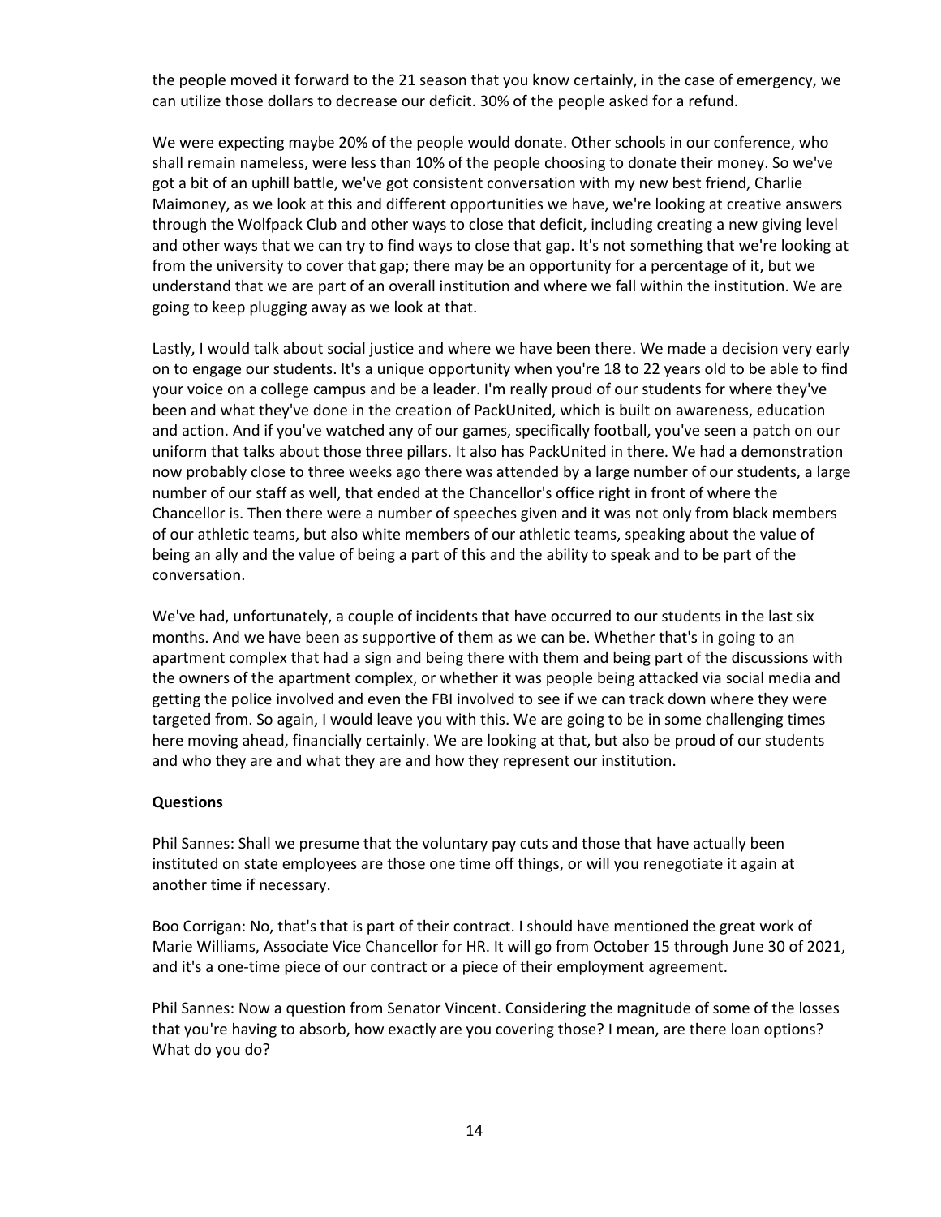the people moved it forward to the 21 season that you know certainly, in the case of emergency, we can utilize those dollars to decrease our deficit. 30% of the people asked for a refund.

We were expecting maybe 20% of the people would donate. Other schools in our conference, who shall remain nameless, were less than 10% of the people choosing to donate their money. So we've got a bit of an uphill battle, we've got consistent conversation with my new best friend, Charlie Maimoney, as we look at this and different opportunities we have, we're looking at creative answers through the Wolfpack Club and other ways to close that deficit, including creating a new giving level and other ways that we can try to find ways to close that gap. It's not something that we're looking at from the university to cover that gap; there may be an opportunity for a percentage of it, but we understand that we are part of an overall institution and where we fall within the institution. We are going to keep plugging away as we look at that.

Lastly, I would talk about social justice and where we have been there. We made a decision very early on to engage our students. It's a unique opportunity when you're 18 to 22 years old to be able to find your voice on a college campus and be a leader. I'm really proud of our students for where they've been and what they've done in the creation of PackUnited, which is built on awareness, education and action. And if you've watched any of our games, specifically football, you've seen a patch on our uniform that talks about those three pillars. It also has PackUnited in there. We had a demonstration now probably close to three weeks ago there was attended by a large number of our students, a large number of our staff as well, that ended at the Chancellor's office right in front of where the Chancellor is. Then there were a number of speeches given and it was not only from black members of our athletic teams, but also white members of our athletic teams, speaking about the value of being an ally and the value of being a part of this and the ability to speak and to be part of the conversation.

We've had, unfortunately, a couple of incidents that have occurred to our students in the last six months. And we have been as supportive of them as we can be. Whether that's in going to an apartment complex that had a sign and being there with them and being part of the discussions with the owners of the apartment complex, or whether it was people being attacked via social media and getting the police involved and even the FBI involved to see if we can track down where they were targeted from. So again, I would leave you with this. We are going to be in some challenging times here moving ahead, financially certainly. We are looking at that, but also be proud of our students and who they are and what they are and how they represent our institution.

**Questions**

Phil Sannes: Shall we presume that the voluntary pay cuts and those that have actually been instituted on state employees are those one time off things, or will you renegotiate it again at another time if necessary.

Boo Corrigan: No, that's that is part of their contract. I should have mentioned the great work of Marie Williams, Associate Vice Chancellor for HR. It will go from October 15 through June 30 of 2021, and it's a one-time piece of our contract or a piece of their employment agreement.

Phil Sannes: Now a question from Senator Vincent. Considering the magnitude of some of the losses that you're having to absorb, how exactly are you covering those? I mean, are there loan options? What do you do?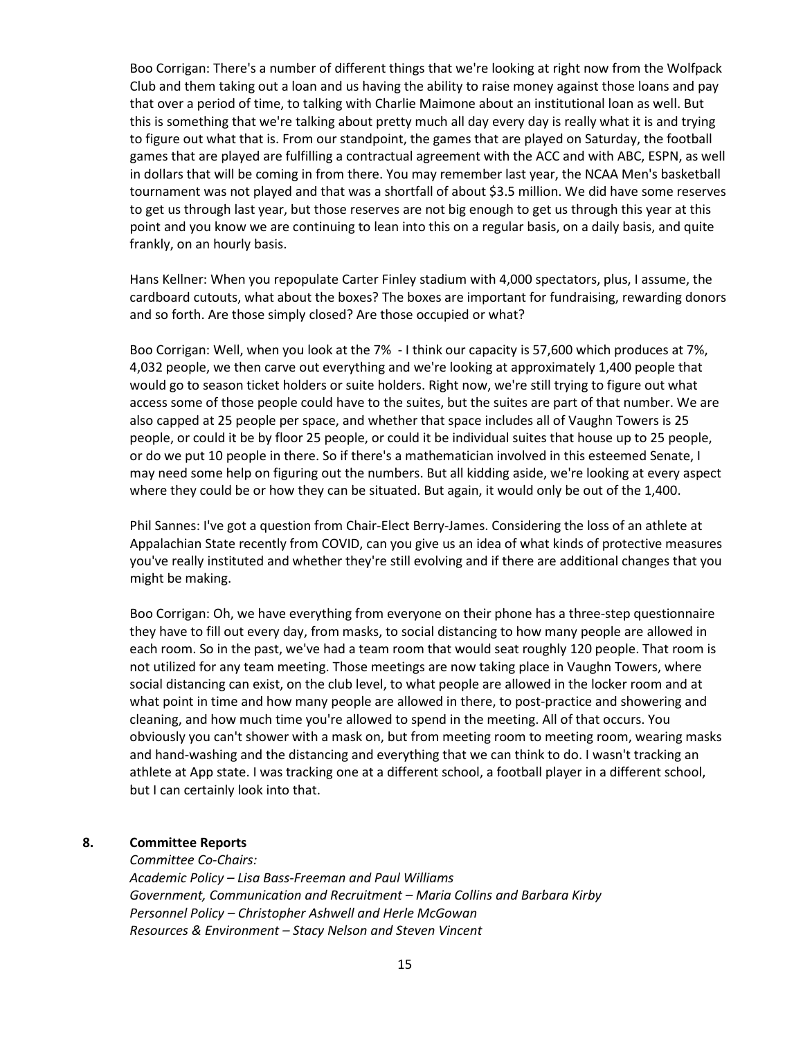Boo Corrigan: There's a number of different things that we're looking at right now from the Wolfpack Club and them taking out a loan and us having the ability to raise money against those loans and pay that over a period of time, to talking with Charlie Maimone about an institutional loan as well. But this is something that we're talking about pretty much all day every day is really what it is and trying to figure out what that is. From our standpoint, the games that are played on Saturday, the football games that are played are fulfilling a contractual agreement with the ACC and with ABC, ESPN, as well in dollars that will be coming in from there. You may remember last year, the NCAA Men's basketball tournament was not played and that was a shortfall of about $3.5 million. We did have some reserves to get us through last year, but those reserves are not big enough to get us through this year at this point and you know we are continuing to lean into this on a regular basis, on a daily basis, and quite frankly, on an hourly basis.

Hans Kellner: When you repopulate Carter Finley stadium with 4,000 spectators, plus, I assume, the cardboard cutouts, what about the boxes? The boxes are important for fundraising, rewarding donors and so forth. Are those simply closed? Are those occupied or what?

Boo Corrigan: Well, when you look at the 7% - I think our capacity is 57,600 which produces at 7%, 4,032 people, we then carve out everything and we're looking at approximately 1,400 people that would go to season ticket holders or suite holders. Right now, we're still trying to figure out what access some of those people could have to the suites, but the suites are part of that number. We are also capped at 25 people per space, and whether that space includes all of Vaughn Towers is 25 people, or could it be by floor 25 people, or could it be individual suites that house up to 25 people, or do we put 10 people in there. So if there's a mathematician involved in this esteemed Senate, I may need some help on figuring out the numbers. But all kidding aside, we're looking at every aspect where they could be or how they can be situated. But again, it would only be out of the 1,400.

Phil Sannes: I've got a question from Chair-Elect Berry-James. Considering the loss of an athlete at Appalachian State recently from COVID, can you give us an idea of what kinds of protective measures you've really instituted and whether they're still evolving and if there are additional changes that you might be making.

Boo Corrigan: Oh, we have everything from everyone on their phone has a three-step questionnaire they have to fill out every day, from masks, to social distancing to how many people are allowed in each room. So in the past, we've had a team room that would seat roughly 120 people. That room is not utilized for any team meeting. Those meetings are now taking place in Vaughn Towers, where social distancing can exist, on the club level, to what people are allowed in the locker room and at what point in time and how many people are allowed in there, to post-practice and showering and cleaning, and how much time you're allowed to spend in the meeting. All of that occurs. You obviously you can't shower with a mask on, but from meeting room to meeting room, wearing masks and hand-washing and the distancing and everything that we can think to do. I wasn't tracking an athlete at App state. I was tracking one at a different school, a football player in a different school, but I can certainly look into that.

## 8. Committee Reports

*Committee Co-Chairs:*
*Academic Policy – Lisa Bass-Freeman and Paul Williams*
*Government, Communication and Recruitment – Maria Collins and Barbara Kirby*
*Personnel Policy – Christopher Ashwell and Herle McGowan*
*Resources & Environment – Stacy Nelson and Steven Vincent*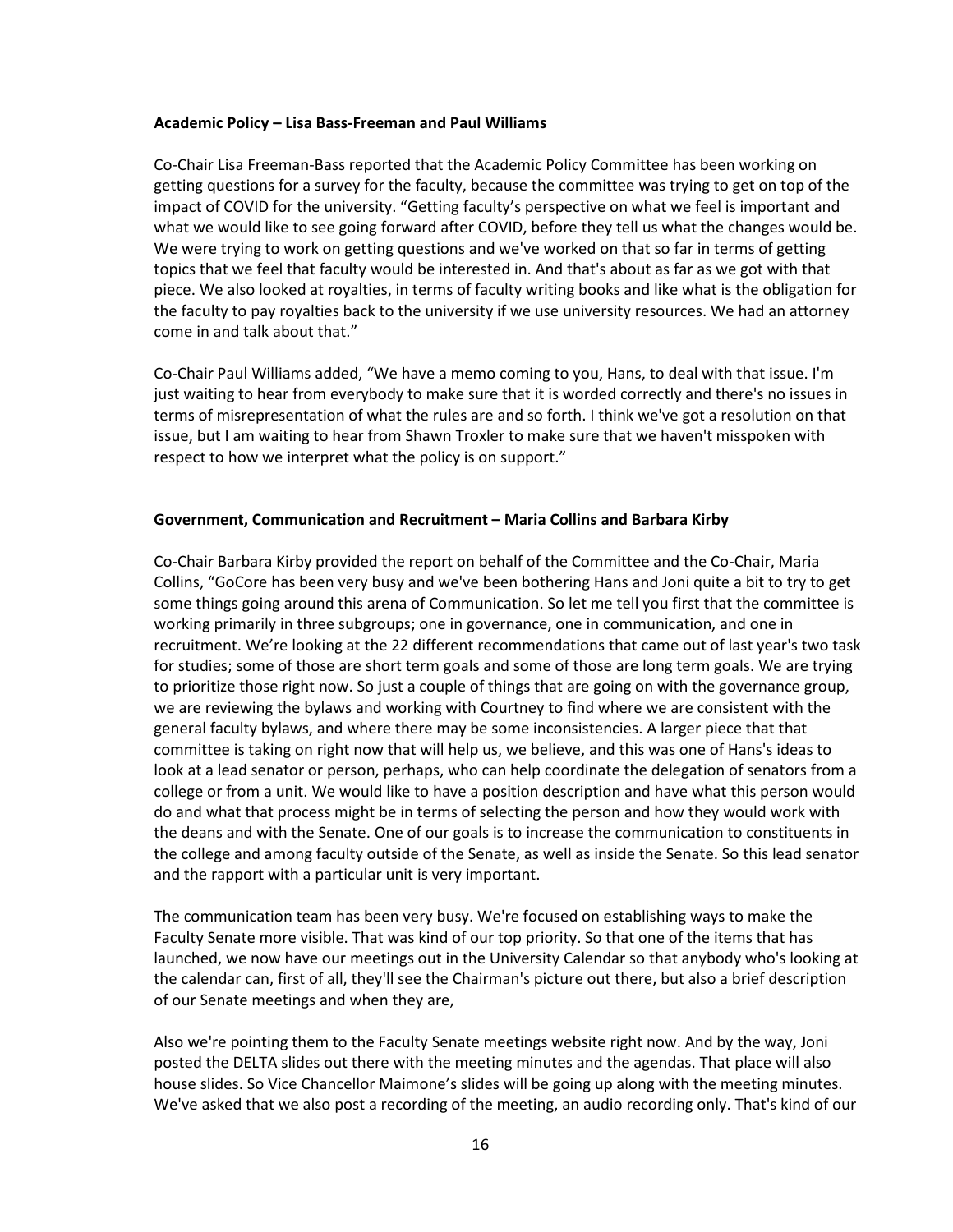**Academic Policy – Lisa Bass-Freeman and Paul Williams**

Co-Chair Lisa Freeman-Bass reported that the Academic Policy Committee has been working on getting questions for a survey for the faculty, because the committee was trying to get on top of the impact of COVID for the university. "Getting faculty's perspective on what we feel is important and what we would like to see going forward after COVID, before they tell us what the changes would be. We were trying to work on getting questions and we've worked on that so far in terms of getting topics that we feel that faculty would be interested in. And that's about as far as we got with that piece. We also looked at royalties, in terms of faculty writing books and like what is the obligation for the faculty to pay royalties back to the university if we use university resources. We had an attorney come in and talk about that."

Co-Chair Paul Williams added, "We have a memo coming to you, Hans, to deal with that issue. I'm just waiting to hear from everybody to make sure that it is worded correctly and there's no issues in terms of misrepresentation of what the rules are and so forth. I think we've got a resolution on that issue, but I am waiting to hear from Shawn Troxler to make sure that we haven't misspoken with respect to how we interpret what the policy is on support."

**Government, Communication and Recruitment – Maria Collins and Barbara Kirby**

Co-Chair Barbara Kirby provided the report on behalf of the Committee and the Co-Chair, Maria Collins, "GoCore has been very busy and we've been bothering Hans and Joni quite a bit to try to get some things going around this arena of Communication. So let me tell you first that the committee is working primarily in three subgroups; one in governance, one in communication, and one in recruitment. We're looking at the 22 different recommendations that came out of last year's two task for studies; some of those are short term goals and some of those are long term goals. We are trying to prioritize those right now. So just a couple of things that are going on with the governance group, we are reviewing the bylaws and working with Courtney to find where we are consistent with the general faculty bylaws, and where there may be some inconsistencies. A larger piece that that committee is taking on right now that will help us, we believe, and this was one of Hans's ideas to look at a lead senator or person, perhaps, who can help coordinate the delegation of senators from a college or from a unit. We would like to have a position description and have what this person would do and what that process might be in terms of selecting the person and how they would work with the deans and with the Senate. One of our goals is to increase the communication to constituents in the college and among faculty outside of the Senate, as well as inside the Senate. So this lead senator and the rapport with a particular unit is very important.

The communication team has been very busy. We're focused on establishing ways to make the Faculty Senate more visible. That was kind of our top priority. So that one of the items that has launched, we now have our meetings out in the University Calendar so that anybody who's looking at the calendar can, first of all, they'll see the Chairman's picture out there, but also a brief description of our Senate meetings and when they are,

Also we're pointing them to the Faculty Senate meetings website right now. And by the way, Joni posted the DELTA slides out there with the meeting minutes and the agendas. That place will also house slides. So Vice Chancellor Maimone's slides will be going up along with the meeting minutes. We've asked that we also post a recording of the meeting, an audio recording only. That's kind of our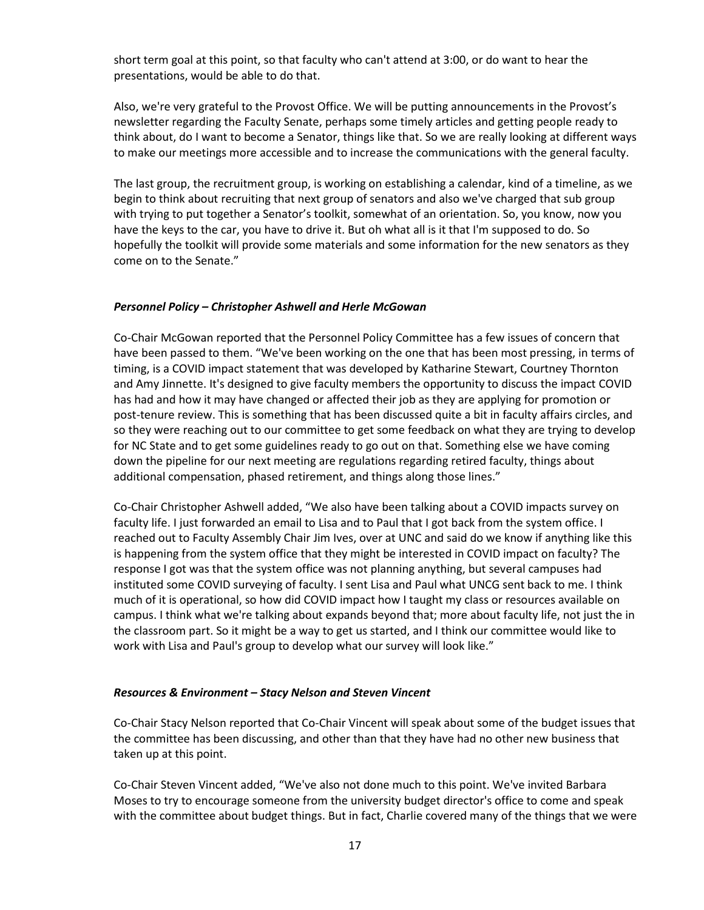short term goal at this point, so that faculty who can't attend at 3:00, or do want to hear the presentations, would be able to do that.

Also, we're very grateful to the Provost Office. We will be putting announcements in the Provost's newsletter regarding the Faculty Senate, perhaps some timely articles and getting people ready to think about, do I want to become a Senator, things like that. So we are really looking at different ways to make our meetings more accessible and to increase the communications with the general faculty.

The last group, the recruitment group, is working on establishing a calendar, kind of a timeline, as we begin to think about recruiting that next group of senators and also we've charged that sub group with trying to put together a Senator's toolkit, somewhat of an orientation. So, you know, now you have the keys to the car, you have to drive it. But oh what all is it that I'm supposed to do. So hopefully the toolkit will provide some materials and some information for the new senators as they come on to the Senate."

### *Personnel Policy – Christopher Ashwell and Herle McGowan*

Co-Chair McGowan reported that the Personnel Policy Committee has a few issues of concern that have been passed to them. "We've been working on the one that has been most pressing, in terms of timing, is a COVID impact statement that was developed by Katharine Stewart, Courtney Thornton and Amy Jinnette. It's designed to give faculty members the opportunity to discuss the impact COVID has had and how it may have changed or affected their job as they are applying for promotion or post-tenure review. This is something that has been discussed quite a bit in faculty affairs circles, and so they were reaching out to our committee to get some feedback on what they are trying to develop for NC State and to get some guidelines ready to go out on that. Something else we have coming down the pipeline for our next meeting are regulations regarding retired faculty, things about additional compensation, phased retirement, and things along those lines."

Co-Chair Christopher Ashwell added, "We also have been talking about a COVID impacts survey on faculty life. I just forwarded an email to Lisa and to Paul that I got back from the system office. I reached out to Faculty Assembly Chair Jim Ives, over at UNC and said do we know if anything like this is happening from the system office that they might be interested in COVID impact on faculty? The response I got was that the system office was not planning anything, but several campuses had instituted some COVID surveying of faculty. I sent Lisa and Paul what UNCG sent back to me. I think much of it is operational, so how did COVID impact how I taught my class or resources available on campus. I think what we're talking about expands beyond that; more about faculty life, not just the in the classroom part. So it might be a way to get us started, and I think our committee would like to work with Lisa and Paul's group to develop what our survey will look like."

### *Resources & Environment – Stacy Nelson and Steven Vincent*

Co-Chair Stacy Nelson reported that Co-Chair Vincent will speak about some of the budget issues that the committee has been discussing, and other than that they have had no other new business that taken up at this point.

Co-Chair Steven Vincent added, "We've also not done much to this point. We've invited Barbara Moses to try to encourage someone from the university budget director's office to come and speak with the committee about budget things. But in fact, Charlie covered many of the things that we were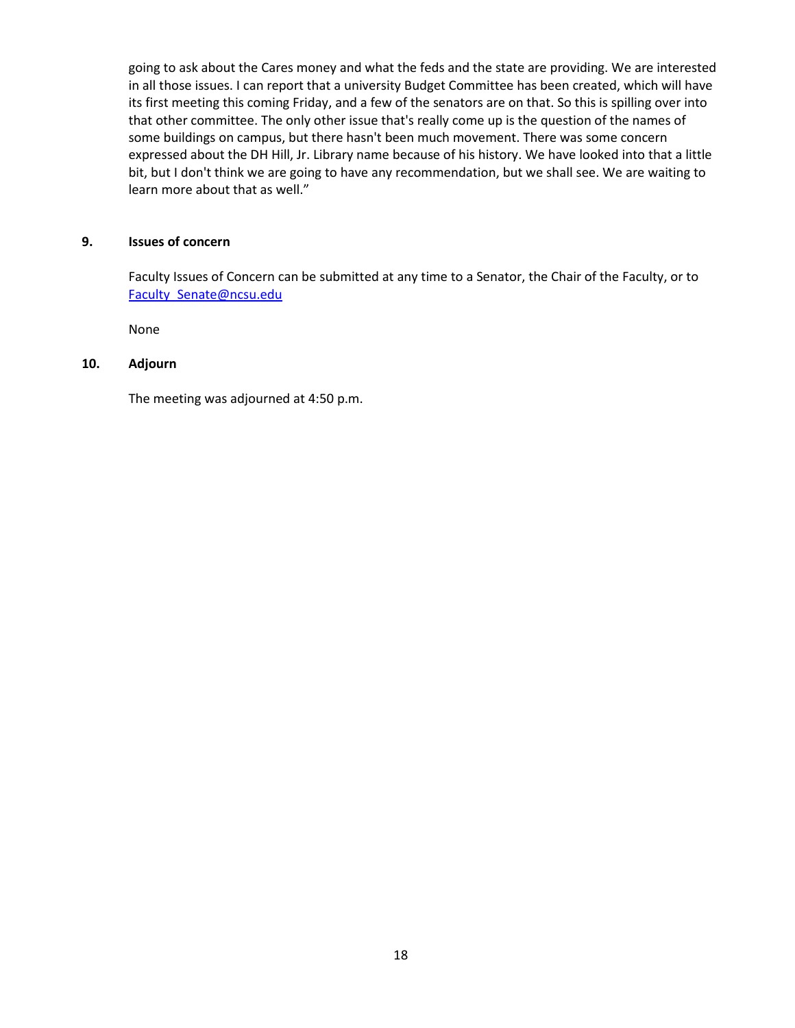going to ask about the Cares money and what the feds and the state are providing. We are interested in all those issues. I can report that a university Budget Committee has been created, which will have its first meeting this coming Friday, and a few of the senators are on that. So this is spilling over into that other committee. The only other issue that's really come up is the question of the names of some buildings on campus, but there hasn't been much movement. There was some concern expressed about the DH Hill, Jr. Library name because of his history. We have looked into that a little bit, but I don't think we are going to have any recommendation, but we shall see. We are waiting to learn more about that as well."

## 9. Issues of concern

Faculty Issues of Concern can be submitted at any time to a Senator, the Chair of the Faculty, or to Faculty_Senate@ncsu.edu

None

## 10. Adjourn

The meeting was adjourned at 4:50 p.m.